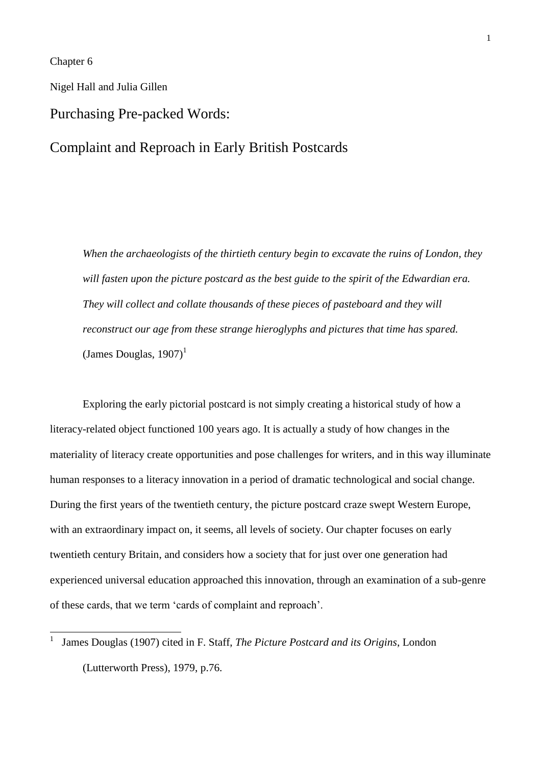Chapter 6

Nigel Hall and Julia Gillen

# Purchasing Pre-packed Words:

# Complaint and Reproach in Early British Postcards

> *When the archaeologists of the thirtieth century begin to excavate the ruins of London, they will fasten upon the picture postcard as the best guide to the spirit of the Edwardian era. They will collect and collate thousands of these pieces of pasteboard and they will reconstruct our age from these strange hieroglyphs and pictures that time has spared.* (James Douglas, 1907)[1]

Exploring the early pictorial postcard is not simply creating a historical study of how a literacy-related object functioned 100 years ago. It is actually a study of how changes in the materiality of literacy create opportunities and pose challenges for writers, and in this way illuminate human responses to a literacy innovation in a period of dramatic technological and social change. During the first years of the twentieth century, the picture postcard craze swept Western Europe, with an extraordinary impact on, it seems, all levels of society. Our chapter focuses on early twentieth century Britain, and considers how a society that for just over one generation had experienced universal education approached this innovation, through an examination of a sub-genre of these cards, that we term 'cards of complaint and reproach'.

---

[1] James Douglas (1907) cited in F. Staff, *The Picture Postcard and its Origins*, London (Lutterworth Press), 1979, p.76.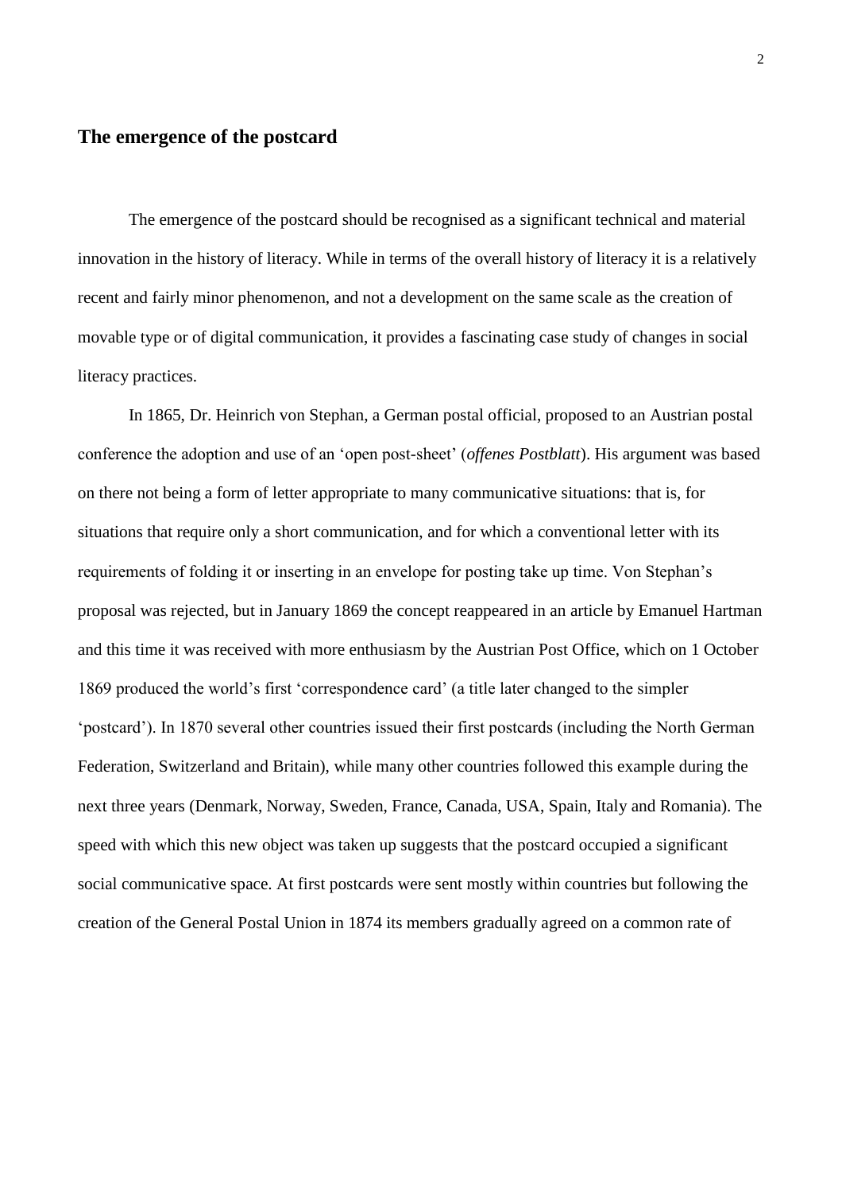## The emergence of the postcard

The emergence of the postcard should be recognised as a significant technical and material innovation in the history of literacy. While in terms of the overall history of literacy it is a relatively recent and fairly minor phenomenon, and not a development on the same scale as the creation of movable type or of digital communication, it provides a fascinating case study of changes in social literacy practices.

In 1865, Dr. Heinrich von Stephan, a German postal official, proposed to an Austrian postal conference the adoption and use of an 'open post-sheet' (*offenes Postblatt*). His argument was based on there not being a form of letter appropriate to many communicative situations: that is, for situations that require only a short communication, and for which a conventional letter with its requirements of folding it or inserting in an envelope for posting take up time. Von Stephan's proposal was rejected, but in January 1869 the concept reappeared in an article by Emanuel Hartman and this time it was received with more enthusiasm by the Austrian Post Office, which on 1 October 1869 produced the world's first 'correspondence card' (a title later changed to the simpler 'postcard'). In 1870 several other countries issued their first postcards (including the North German Federation, Switzerland and Britain), while many other countries followed this example during the next three years (Denmark, Norway, Sweden, France, Canada, USA, Spain, Italy and Romania). The speed with which this new object was taken up suggests that the postcard occupied a significant social communicative space. At first postcards were sent mostly within countries but following the creation of the General Postal Union in 1874 its members gradually agreed on a common rate of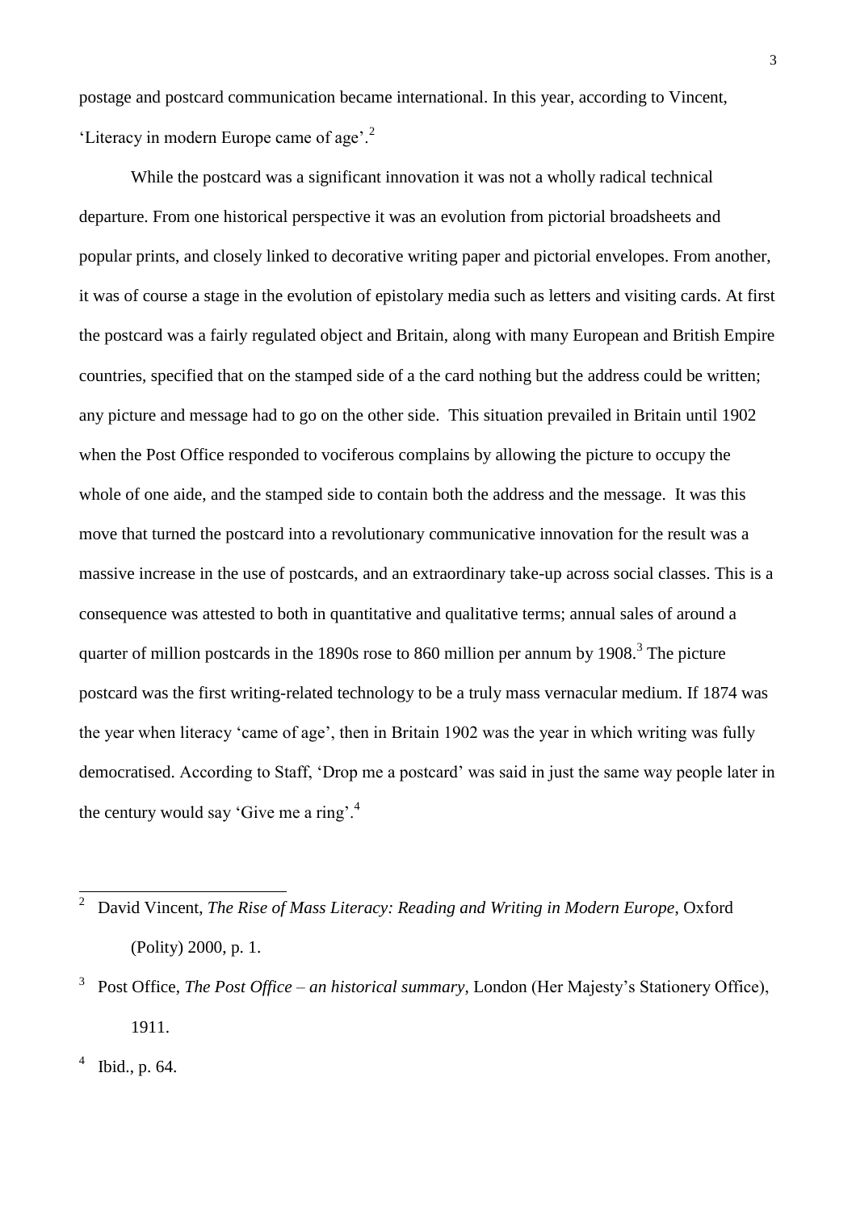postage and postcard communication became international. In this year, according to Vincent, ‘Literacy in modern Europe came of age’.[2]

While the postcard was a significant innovation it was not a wholly radical technical departure. From one historical perspective it was an evolution from pictorial broadsheets and popular prints, and closely linked to decorative writing paper and pictorial envelopes. From another, it was of course a stage in the evolution of epistolary media such as letters and visiting cards. At first the postcard was a fairly regulated object and Britain, along with many European and British Empire countries, specified that on the stamped side of a the card nothing but the address could be written; any picture and message had to go on the other side. This situation prevailed in Britain until 1902 when the Post Office responded to vociferous complains by allowing the picture to occupy the whole of one aide, and the stamped side to contain both the address and the message. It was this move that turned the postcard into a revolutionary communicative innovation for the result was a massive increase in the use of postcards, and an extraordinary take-up across social classes. This is a consequence was attested to both in quantitative and qualitative terms; annual sales of around a quarter of million postcards in the 1890s rose to 860 million per annum by 1908.[3] The picture postcard was the first writing-related technology to be a truly mass vernacular medium. If 1874 was the year when literacy ‘came of age’, then in Britain 1902 was the year in which writing was fully democratised. According to Staff, ‘Drop me a postcard’ was said in just the same way people later in the century would say ‘Give me a ring’.[4]

---

[2] David Vincent, *The Rise of Mass Literacy: Reading and Writing in Modern Europe*, Oxford (Polity) 2000, p. 1.

[3] Post Office, *The Post Office – an historical summary*, London (Her Majesty’s Stationery Office), 1911.

[4] Ibid., p. 64.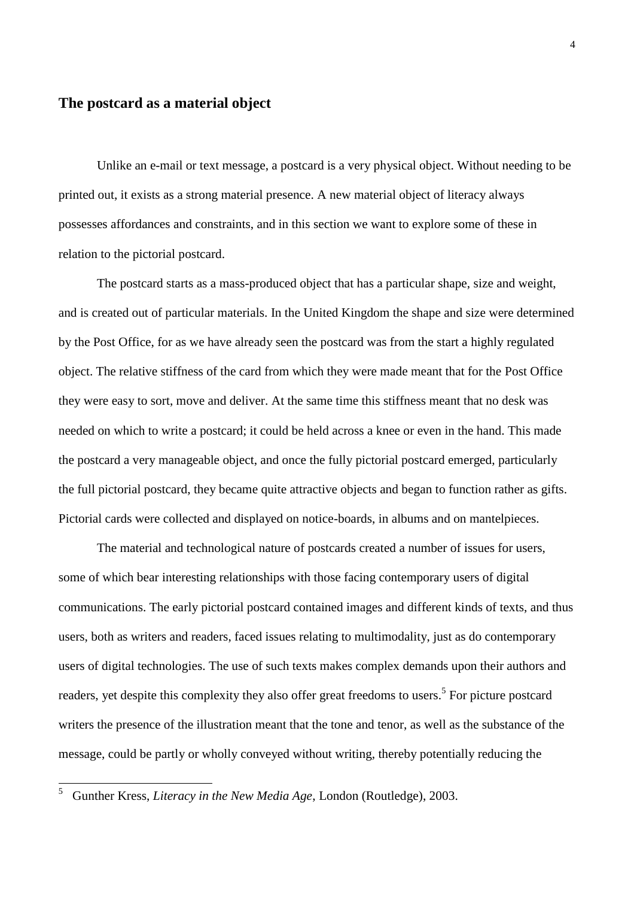## The postcard as a material object

Unlike an e-mail or text message, a postcard is a very physical object. Without needing to be printed out, it exists as a strong material presence. A new material object of literacy always possesses affordances and constraints, and in this section we want to explore some of these in relation to the pictorial postcard.

The postcard starts as a mass-produced object that has a particular shape, size and weight, and is created out of particular materials. In the United Kingdom the shape and size were determined by the Post Office, for as we have already seen the postcard was from the start a highly regulated object. The relative stiffness of the card from which they were made meant that for the Post Office they were easy to sort, move and deliver. At the same time this stiffness meant that no desk was needed on which to write a postcard; it could be held across a knee or even in the hand. This made the postcard a very manageable object, and once the fully pictorial postcard emerged, particularly the full pictorial postcard, they became quite attractive objects and began to function rather as gifts. Pictorial cards were collected and displayed on notice-boards, in albums and on mantelpieces.

The material and technological nature of postcards created a number of issues for users, some of which bear interesting relationships with those facing contemporary users of digital communications. The early pictorial postcard contained images and different kinds of texts, and thus users, both as writers and readers, faced issues relating to multimodality, just as do contemporary users of digital technologies. The use of such texts makes complex demands upon their authors and readers, yet despite this complexity they also offer great freedoms to users.[5] For picture postcard writers the presence of the illustration meant that the tone and tenor, as well as the substance of the message, could be partly or wholly conveyed without writing, thereby potentially reducing the

---

[5] Gunther Kress, *Literacy in the New Media Age*, London (Routledge), 2003.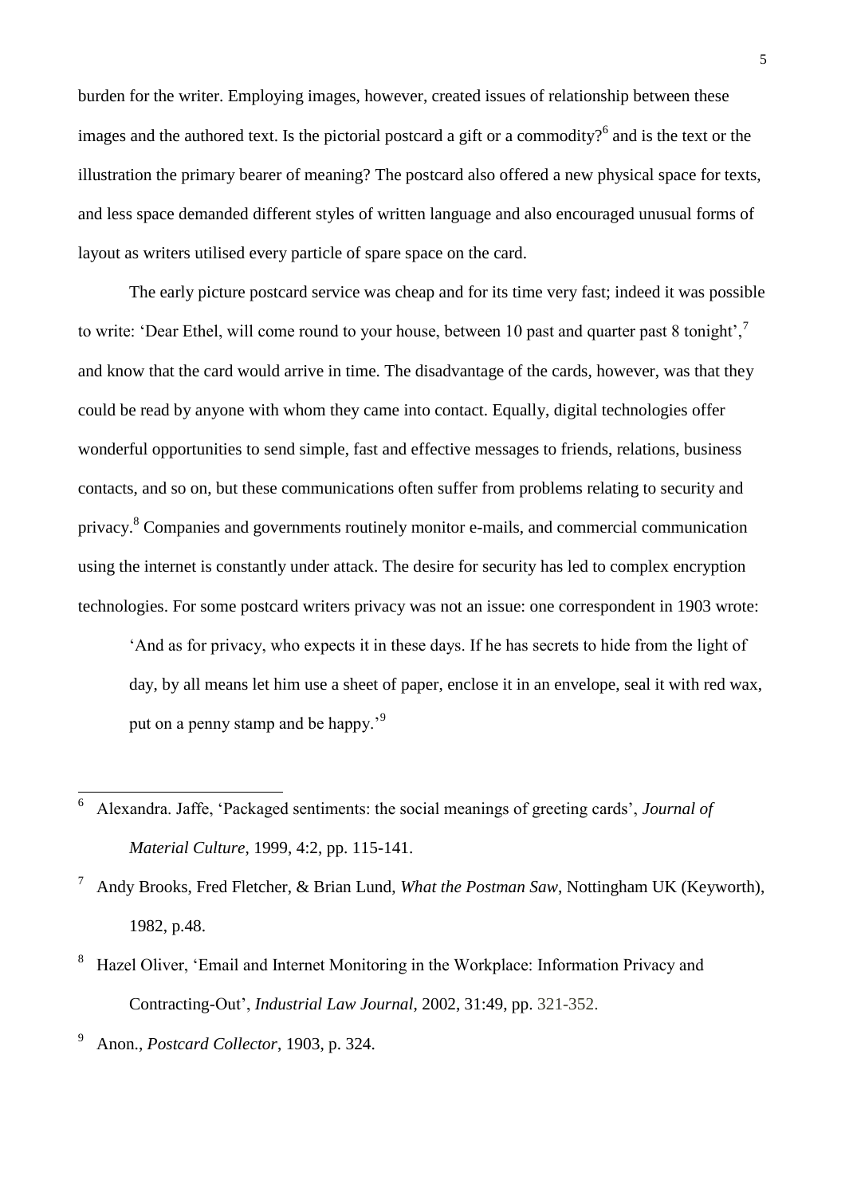burden for the writer. Employing images, however, created issues of relationship between these images and the authored text. Is the pictorial postcard a gift or a commodity?[6] and is the text or the illustration the primary bearer of meaning? The postcard also offered a new physical space for texts, and less space demanded different styles of written language and also encouraged unusual forms of layout as writers utilised every particle of spare space on the card.

The early picture postcard service was cheap and for its time very fast; indeed it was possible to write: 'Dear Ethel, will come round to your house, between 10 past and quarter past 8 tonight',[7] and know that the card would arrive in time. The disadvantage of the cards, however, was that they could be read by anyone with whom they came into contact. Equally, digital technologies offer wonderful opportunities to send simple, fast and effective messages to friends, relations, business contacts, and so on, but these communications often suffer from problems relating to security and privacy.[8] Companies and governments routinely monitor e-mails, and commercial communication using the internet is constantly under attack. The desire for security has led to complex encryption technologies. For some postcard writers privacy was not an issue: one correspondent in 1903 wrote:

> 'And as for privacy, who expects it in these days. If he has secrets to hide from the light of day, by all means let him use a sheet of paper, enclose it in an envelope, seal it with red wax, put on a penny stamp and be happy.'[9]

---

[6] Alexandra. Jaffe, 'Packaged sentiments: the social meanings of greeting cards', *Journal of Material Culture*, 1999, 4:2, pp. 115-141.

[7] Andy Brooks, Fred Fletcher, & Brian Lund, *What the Postman Saw*, Nottingham UK (Keyworth), 1982, p.48.

[8] Hazel Oliver, 'Email and Internet Monitoring in the Workplace: Information Privacy and Contracting-Out', *Industrial Law Journal*, 2002, 31:49, pp. 321-352.

[9] Anon., *Postcard Collector*, 1903, p. 324.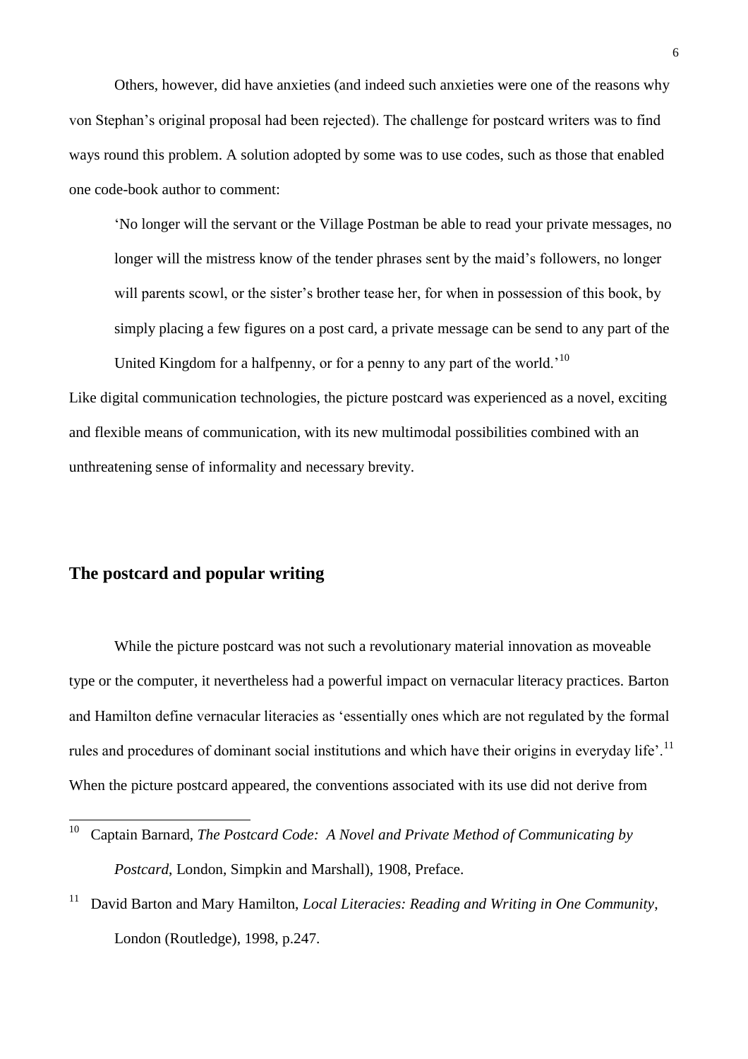Others, however, did have anxieties (and indeed such anxieties were one of the reasons why von Stephan's original proposal had been rejected). The challenge for postcard writers was to find ways round this problem. A solution adopted by some was to use codes, such as those that enabled one code-book author to comment:

> 'No longer will the servant or the Village Postman be able to read your private messages, no longer will the mistress know of the tender phrases sent by the maid's followers, no longer will parents scowl, or the sister's brother tease her, for when in possession of this book, by simply placing a few figures on a post card, a private message can be send to any part of the United Kingdom for a halfpenny, or for a penny to any part of the world.'[10]

Like digital communication technologies, the picture postcard was experienced as a novel, exciting and flexible means of communication, with its new multimodal possibilities combined with an unthreatening sense of informality and necessary brevity.

## The postcard and popular writing

While the picture postcard was not such a revolutionary material innovation as moveable type or the computer, it nevertheless had a powerful impact on vernacular literacy practices. Barton and Hamilton define vernacular literacies as 'essentially ones which are not regulated by the formal rules and procedures of dominant social institutions and which have their origins in everyday life'.[11] When the picture postcard appeared, the conventions associated with its use did not derive from

---

[10] Captain Barnard, *The Postcard Code: A Novel and Private Method of Communicating by Postcard*, London, Simpkin and Marshall), 1908, Preface.

[11] David Barton and Mary Hamilton, *Local Literacies: Reading and Writing in One Community*, London (Routledge), 1998, p.247.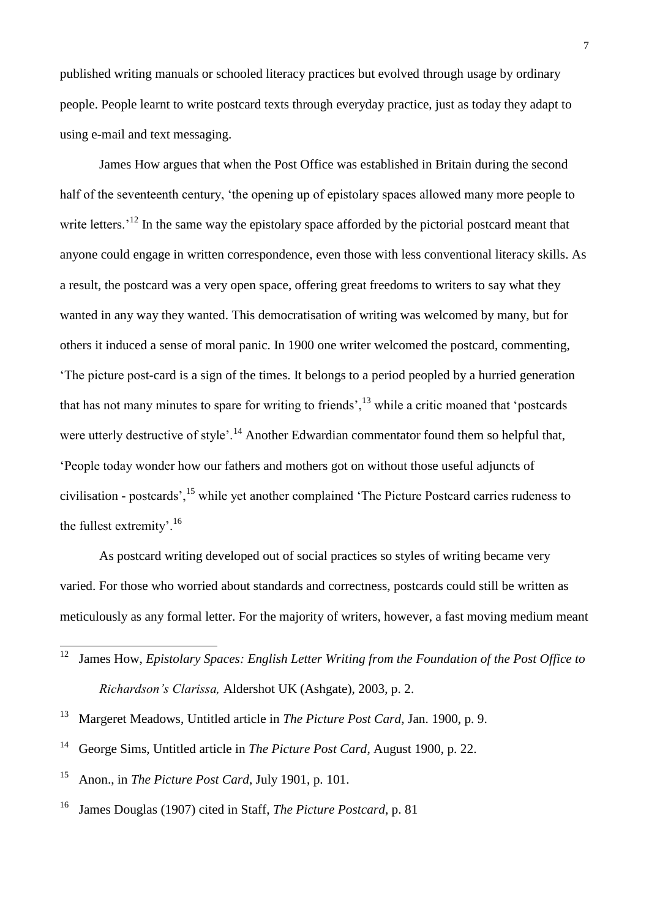published writing manuals or schooled literacy practices but evolved through usage by ordinary people. People learnt to write postcard texts through everyday practice, just as today they adapt to using e-mail and text messaging.

James How argues that when the Post Office was established in Britain during the second half of the seventeenth century, 'the opening up of epistolary spaces allowed many more people to write letters.'[12] In the same way the epistolary space afforded by the pictorial postcard meant that anyone could engage in written correspondence, even those with less conventional literacy skills. As a result, the postcard was a very open space, offering great freedoms to writers to say what they wanted in any way they wanted. This democratisation of writing was welcomed by many, but for others it induced a sense of moral panic. In 1900 one writer welcomed the postcard, commenting, 'The picture post-card is a sign of the times. It belongs to a period peopled by a hurried generation that has not many minutes to spare for writing to friends',[13] while a critic moaned that 'postcards were utterly destructive of style'.[14] Another Edwardian commentator found them so helpful that, 'People today wonder how our fathers and mothers got on without those useful adjuncts of civilisation - postcards',[15] while yet another complained 'The Picture Postcard carries rudeness to the fullest extremity'.[16]

As postcard writing developed out of social practices so styles of writing became very varied. For those who worried about standards and correctness, postcards could still be written as meticulously as any formal letter. For the majority of writers, however, a fast moving medium meant

---

[12] James How, *Epistolary Spaces: English Letter Writing from the Foundation of the Post Office to Richardson's Clarissa,* Aldershot UK (Ashgate), 2003, p. 2.

[13] Margeret Meadows, Untitled article in *The Picture Post Card*, Jan. 1900, p. 9.

[14] George Sims, Untitled article in *The Picture Post Card*, August 1900, p. 22.

[15] Anon., in *The Picture Post Card*, July 1901, p. 101.

[16] James Douglas (1907) cited in Staff, *The Picture Postcard*, p. 81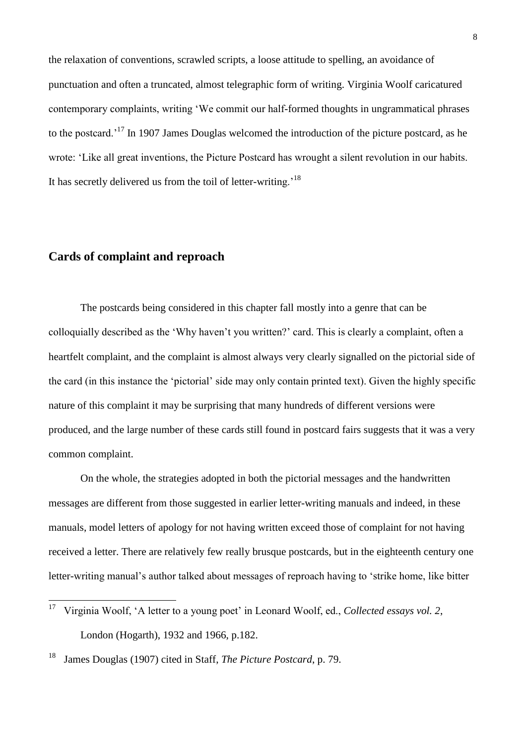the relaxation of conventions, scrawled scripts, a loose attitude to spelling, an avoidance of punctuation and often a truncated, almost telegraphic form of writing. Virginia Woolf caricatured contemporary complaints, writing 'We commit our half-formed thoughts in ungrammatical phrases to the postcard.'[17] In 1907 James Douglas welcomed the introduction of the picture postcard, as he wrote: 'Like all great inventions, the Picture Postcard has wrought a silent revolution in our habits. It has secretly delivered us from the toil of letter-writing.'[18]

## Cards of complaint and reproach

The postcards being considered in this chapter fall mostly into a genre that can be colloquially described as the 'Why haven't you written?' card. This is clearly a complaint, often a heartfelt complaint, and the complaint is almost always very clearly signalled on the pictorial side of the card (in this instance the 'pictorial' side may only contain printed text). Given the highly specific nature of this complaint it may be surprising that many hundreds of different versions were produced, and the large number of these cards still found in postcard fairs suggests that it was a very common complaint.

On the whole, the strategies adopted in both the pictorial messages and the handwritten messages are different from those suggested in earlier letter-writing manuals and indeed, in these manuals, model letters of apology for not having written exceed those of complaint for not having received a letter. There are relatively few really brusque postcards, but in the eighteenth century one letter-writing manual's author talked about messages of reproach having to 'strike home, like bitter

---

[17] Virginia Woolf, 'A letter to a young poet' in Leonard Woolf, ed., *Collected essays vol. 2*, London (Hogarth), 1932 and 1966, p.182.

[18] James Douglas (1907) cited in Staff, *The Picture Postcard*, p. 79.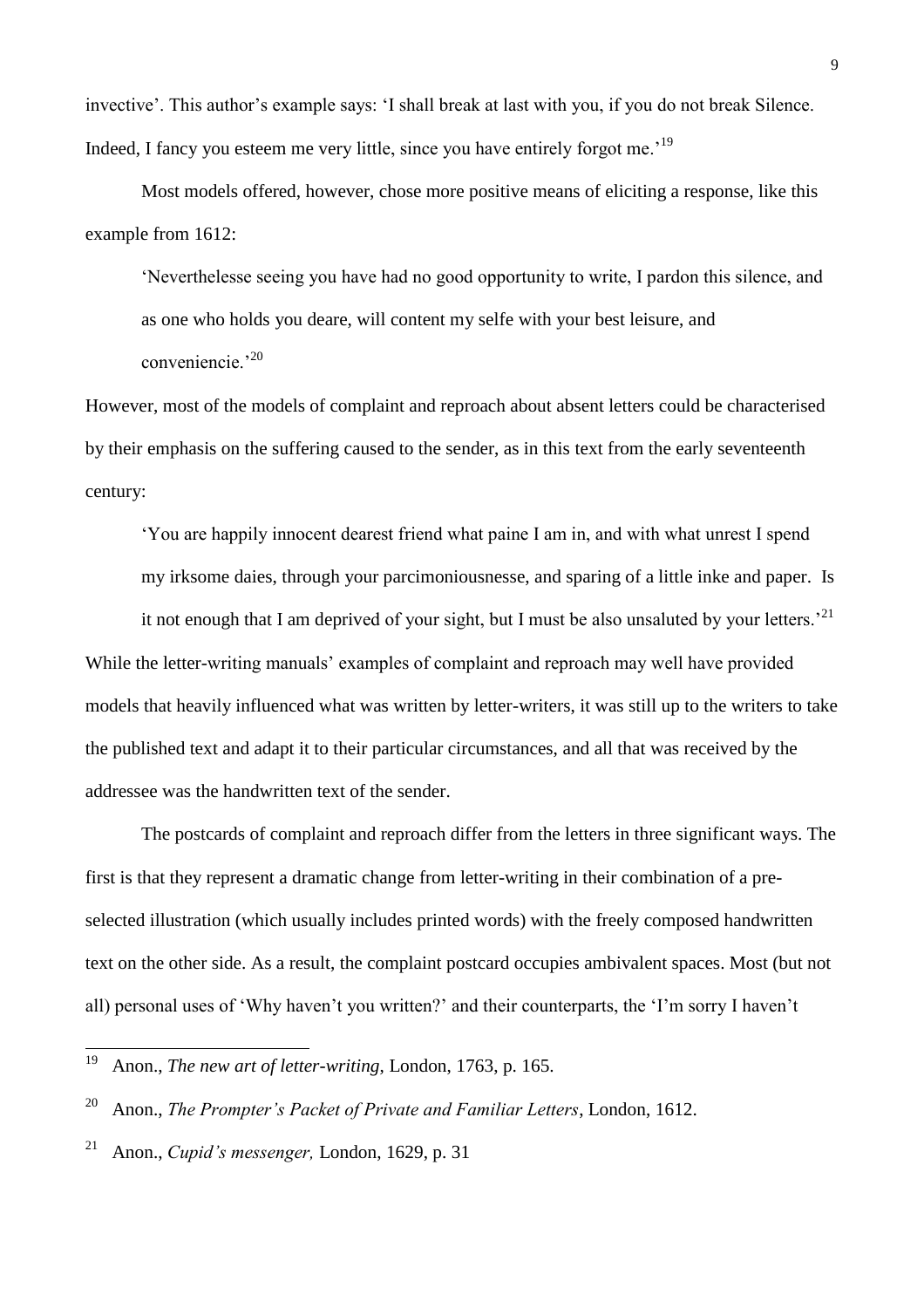invective'. This author's example says: 'I shall break at last with you, if you do not break Silence. Indeed, I fancy you esteem me very little, since you have entirely forgot me.'[19]

Most models offered, however, chose more positive means of eliciting a response, like this example from 1612:

> 'Neverthelesse seeing you have had no good opportunity to write, I pardon this silence, and as one who holds you deare, will content my selfe with your best leisure, and conveniencie.'[20]

However, most of the models of complaint and reproach about absent letters could be characterised by their emphasis on the suffering caused to the sender, as in this text from the early seventeenth century:

> 'You are happily innocent dearest friend what paine I am in, and with what unrest I spend my irksome daies, through your parcimoniousnesse, and sparing of a little inke and paper. Is it not enough that I am deprived of your sight, but I must be also unsaluted by your letters.'[21]

While the letter-writing manuals' examples of complaint and reproach may well have provided models that heavily influenced what was written by letter-writers, it was still up to the writers to take the published text and adapt it to their particular circumstances, and all that was received by the addressee was the handwritten text of the sender.

The postcards of complaint and reproach differ from the letters in three significant ways. The first is that they represent a dramatic change from letter-writing in their combination of a pre-selected illustration (which usually includes printed words) with the freely composed handwritten text on the other side. As a result, the complaint postcard occupies ambivalent spaces. Most (but not all) personal uses of 'Why haven't you written?' and their counterparts, the 'I'm sorry I haven't

---

[19] Anon., *The new art of letter-writing*, London, 1763, p. 165.

[20] Anon., *The Prompter's Packet of Private and Familiar Letters*, London, 1612.

[21] Anon., *Cupid's messenger,* London, 1629, p. 31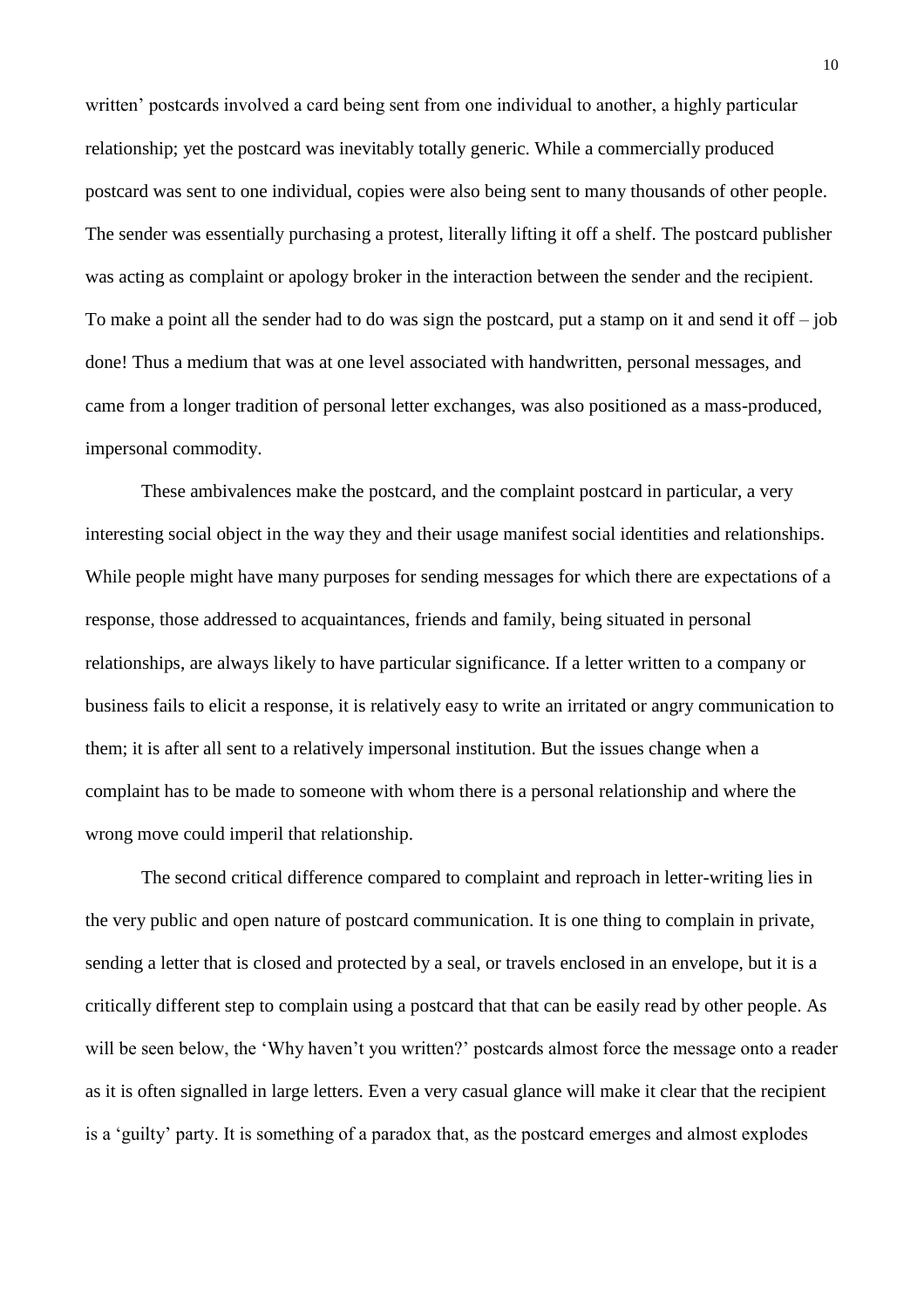written' postcards involved a card being sent from one individual to another, a highly particular relationship; yet the postcard was inevitably totally generic. While a commercially produced postcard was sent to one individual, copies were also being sent to many thousands of other people. The sender was essentially purchasing a protest, literally lifting it off a shelf. The postcard publisher was acting as complaint or apology broker in the interaction between the sender and the recipient. To make a point all the sender had to do was sign the postcard, put a stamp on it and send it off – job done! Thus a medium that was at one level associated with handwritten, personal messages, and came from a longer tradition of personal letter exchanges, was also positioned as a mass-produced, impersonal commodity.

These ambivalences make the postcard, and the complaint postcard in particular, a very interesting social object in the way they and their usage manifest social identities and relationships. While people might have many purposes for sending messages for which there are expectations of a response, those addressed to acquaintances, friends and family, being situated in personal relationships, are always likely to have particular significance. If a letter written to a company or business fails to elicit a response, it is relatively easy to write an irritated or angry communication to them; it is after all sent to a relatively impersonal institution. But the issues change when a complaint has to be made to someone with whom there is a personal relationship and where the wrong move could imperil that relationship.

The second critical difference compared to complaint and reproach in letter-writing lies in the very public and open nature of postcard communication. It is one thing to complain in private, sending a letter that is closed and protected by a seal, or travels enclosed in an envelope, but it is a critically different step to complain using a postcard that that can be easily read by other people. As will be seen below, the 'Why haven't you written?' postcards almost force the message onto a reader as it is often signalled in large letters. Even a very casual glance will make it clear that the recipient is a 'guilty' party. It is something of a paradox that, as the postcard emerges and almost explodes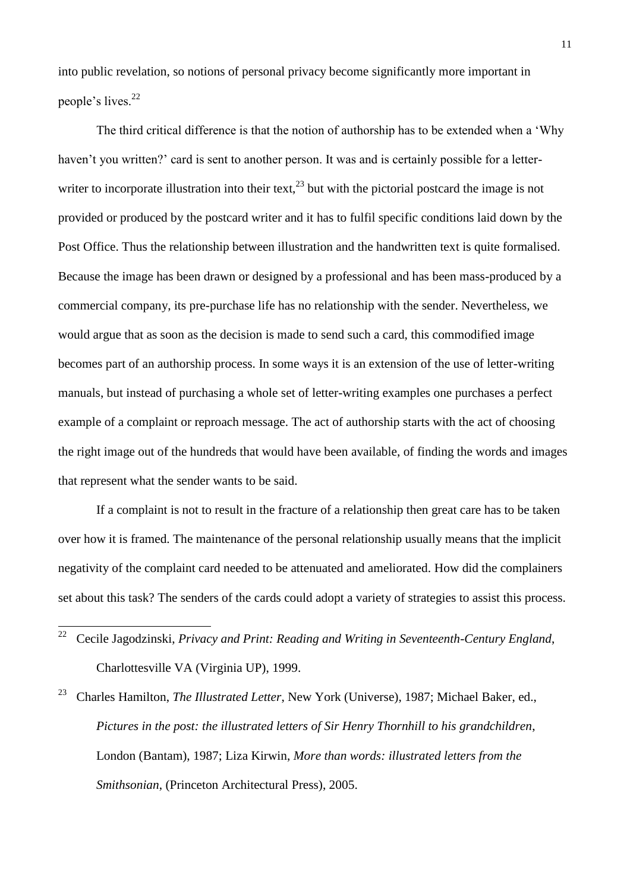into public revelation, so notions of personal privacy become significantly more important in people's lives.[22]

The third critical difference is that the notion of authorship has to be extended when a 'Why haven't you written?' card is sent to another person. It was and is certainly possible for a letter-writer to incorporate illustration into their text,[23] but with the pictorial postcard the image is not provided or produced by the postcard writer and it has to fulfil specific conditions laid down by the Post Office. Thus the relationship between illustration and the handwritten text is quite formalised. Because the image has been drawn or designed by a professional and has been mass-produced by a commercial company, its pre-purchase life has no relationship with the sender. Nevertheless, we would argue that as soon as the decision is made to send such a card, this commodified image becomes part of an authorship process. In some ways it is an extension of the use of letter-writing manuals, but instead of purchasing a whole set of letter-writing examples one purchases a perfect example of a complaint or reproach message. The act of authorship starts with the act of choosing the right image out of the hundreds that would have been available, of finding the words and images that represent what the sender wants to be said.

If a complaint is not to result in the fracture of a relationship then great care has to be taken over how it is framed. The maintenance of the personal relationship usually means that the implicit negativity of the complaint card needed to be attenuated and ameliorated. How did the complainers set about this task? The senders of the cards could adopt a variety of strategies to assist this process.

---

[22] Cecile Jagodzinski, *Privacy and Print: Reading and Writing in Seventeenth-Century England*, Charlottesville VA (Virginia UP), 1999.

[23] Charles Hamilton, *The Illustrated Letter*, New York (Universe), 1987; Michael Baker, ed., *Pictures in the post: the illustrated letters of Sir Henry Thornhill to his grandchildren*, London (Bantam), 1987; Liza Kirwin, *More than words: illustrated letters from the Smithsonian*, (Princeton Architectural Press), 2005.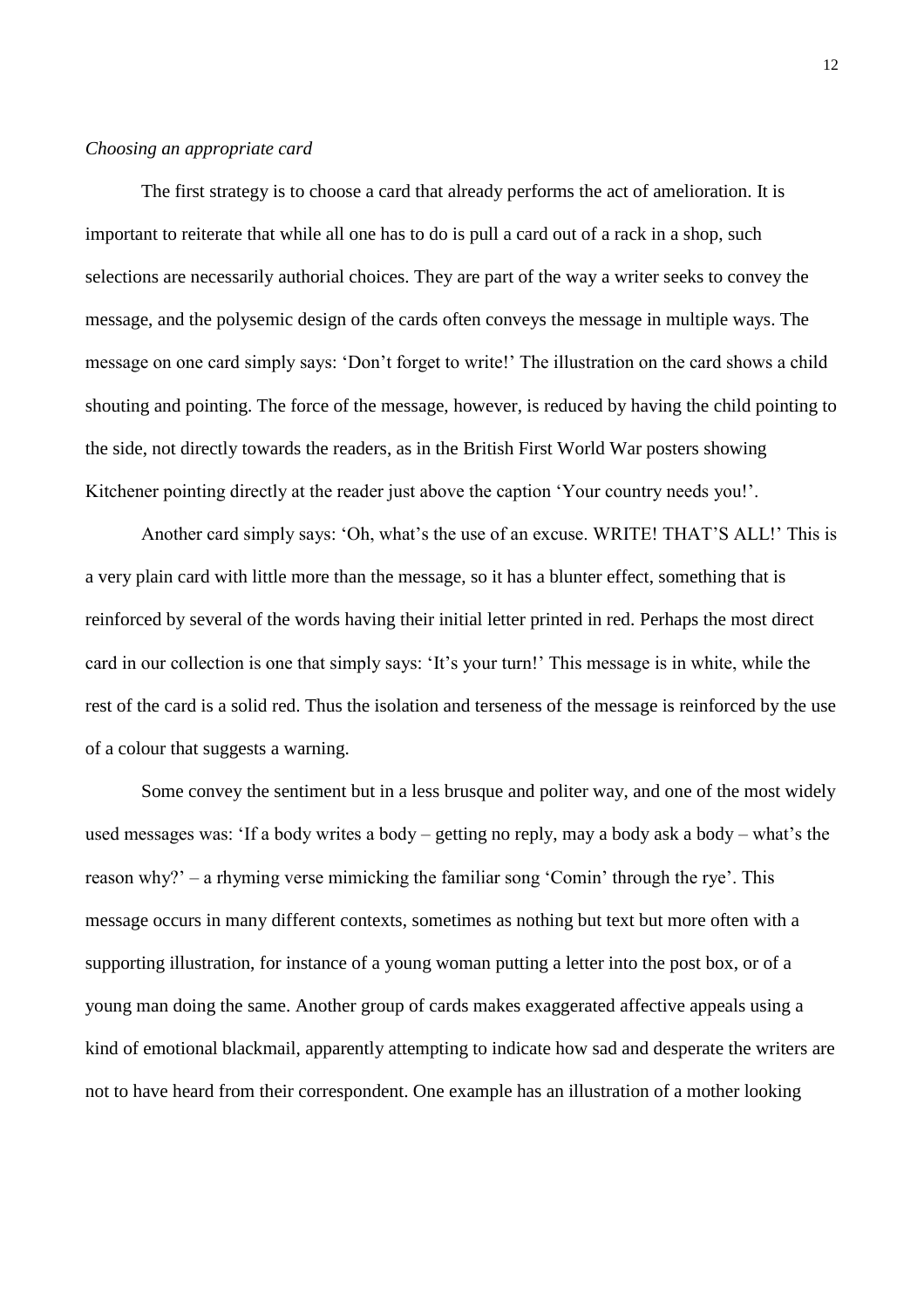*Choosing an appropriate card*

The first strategy is to choose a card that already performs the act of amelioration. It is important to reiterate that while all one has to do is pull a card out of a rack in a shop, such selections are necessarily authorial choices. They are part of the way a writer seeks to convey the message, and the polysemic design of the cards often conveys the message in multiple ways. The message on one card simply says: 'Don't forget to write!' The illustration on the card shows a child shouting and pointing. The force of the message, however, is reduced by having the child pointing to the side, not directly towards the readers, as in the British First World War posters showing Kitchener pointing directly at the reader just above the caption 'Your country needs you!'.

Another card simply says: 'Oh, what's the use of an excuse. WRITE! THAT'S ALL!' This is a very plain card with little more than the message, so it has a blunter effect, something that is reinforced by several of the words having their initial letter printed in red. Perhaps the most direct card in our collection is one that simply says: 'It's your turn!' This message is in white, while the rest of the card is a solid red. Thus the isolation and terseness of the message is reinforced by the use of a colour that suggests a warning.

Some convey the sentiment but in a less brusque and politer way, and one of the most widely used messages was: 'If a body writes a body – getting no reply, may a body ask a body – what's the reason why?' – a rhyming verse mimicking the familiar song 'Comin' through the rye'. This message occurs in many different contexts, sometimes as nothing but text but more often with a supporting illustration, for instance of a young woman putting a letter into the post box, or of a young man doing the same. Another group of cards makes exaggerated affective appeals using a kind of emotional blackmail, apparently attempting to indicate how sad and desperate the writers are not to have heard from their correspondent. One example has an illustration of a mother looking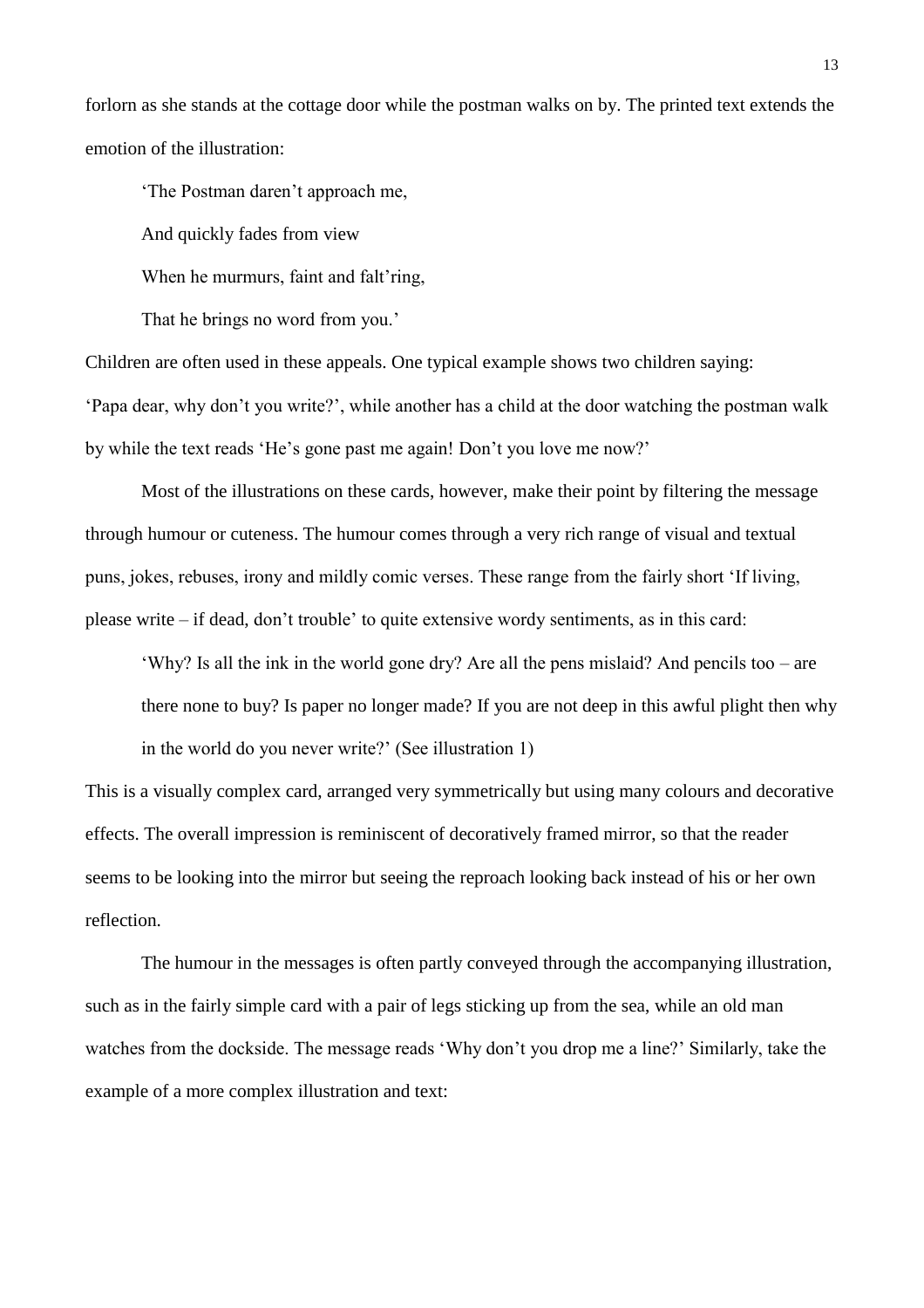forlorn as she stands at the cottage door while the postman walks on by. The printed text extends the emotion of the illustration:

> 'The Postman daren't approach me,
>
> And quickly fades from view
>
> When he murmurs, faint and falt'ring,
>
> That he brings no word from you.'

Children are often used in these appeals. One typical example shows two children saying: 'Papa dear, why don't you write?', while another has a child at the door watching the postman walk by while the text reads 'He's gone past me again! Don't you love me now?'

Most of the illustrations on these cards, however, make their point by filtering the message through humour or cuteness. The humour comes through a very rich range of visual and textual puns, jokes, rebuses, irony and mildly comic verses. These range from the fairly short 'If living, please write – if dead, don't trouble' to quite extensive wordy sentiments, as in this card:

> 'Why? Is all the ink in the world gone dry? Are all the pens mislaid? And pencils too – are there none to buy? Is paper no longer made? If you are not deep in this awful plight then why in the world do you never write?' (See illustration 1)

This is a visually complex card, arranged very symmetrically but using many colours and decorative effects. The overall impression is reminiscent of decoratively framed mirror, so that the reader seems to be looking into the mirror but seeing the reproach looking back instead of his or her own reflection.

The humour in the messages is often partly conveyed through the accompanying illustration, such as in the fairly simple card with a pair of legs sticking up from the sea, while an old man watches from the dockside. The message reads 'Why don't you drop me a line?' Similarly, take the example of a more complex illustration and text: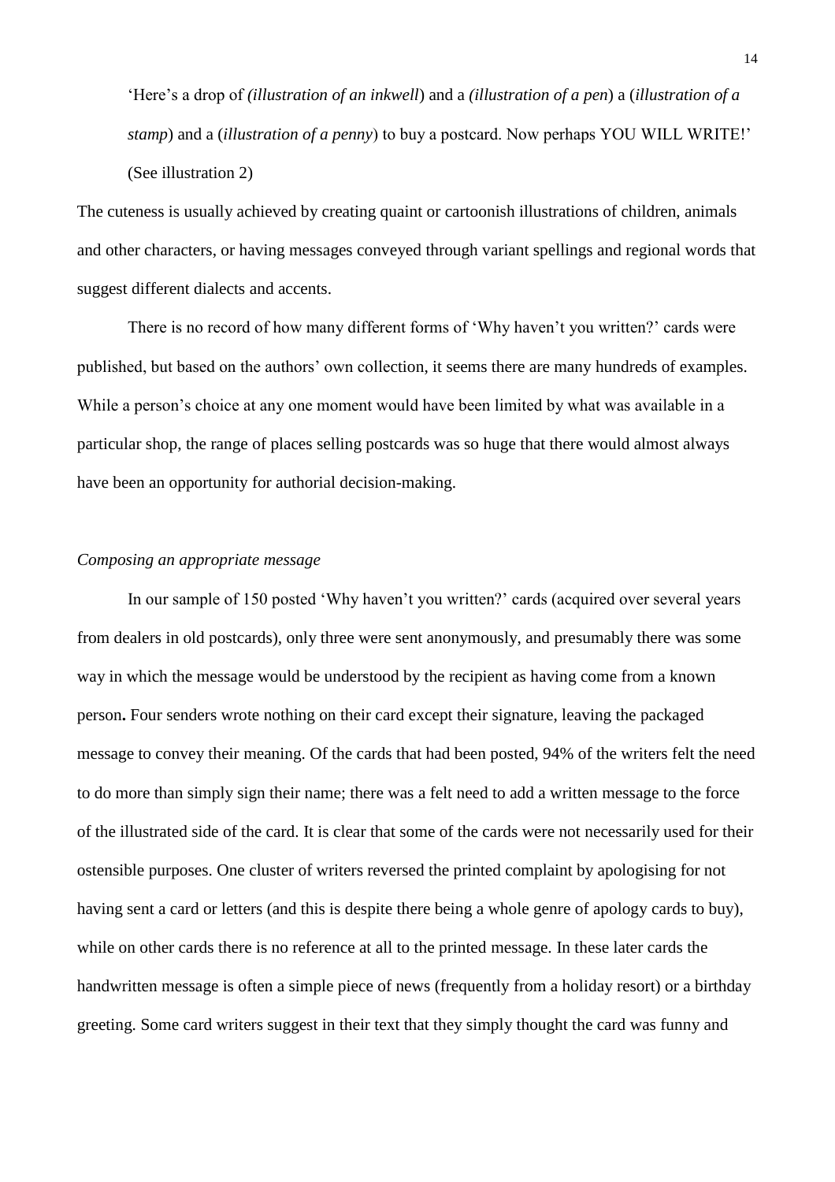'Here's a drop of *(illustration of an inkwell*) and a *(illustration of a pen*) a (*illustration of a stamp*) and a (*illustration of a penny*) to buy a postcard. Now perhaps YOU WILL WRITE!' (See illustration 2)

The cuteness is usually achieved by creating quaint or cartoonish illustrations of children, animals and other characters, or having messages conveyed through variant spellings and regional words that suggest different dialects and accents.

There is no record of how many different forms of 'Why haven't you written?' cards were published, but based on the authors' own collection, it seems there are many hundreds of examples. While a person's choice at any one moment would have been limited by what was available in a particular shop, the range of places selling postcards was so huge that there would almost always have been an opportunity for authorial decision-making.

*Composing an appropriate message*

In our sample of 150 posted 'Why haven't you written?' cards (acquired over several years from dealers in old postcards), only three were sent anonymously, and presumably there was some way in which the message would be understood by the recipient as having come from a known person**.** Four senders wrote nothing on their card except their signature, leaving the packaged message to convey their meaning. Of the cards that had been posted, 94% of the writers felt the need to do more than simply sign their name; there was a felt need to add a written message to the force of the illustrated side of the card. It is clear that some of the cards were not necessarily used for their ostensible purposes. One cluster of writers reversed the printed complaint by apologising for not having sent a card or letters (and this is despite there being a whole genre of apology cards to buy), while on other cards there is no reference at all to the printed message. In these later cards the handwritten message is often a simple piece of news (frequently from a holiday resort) or a birthday greeting. Some card writers suggest in their text that they simply thought the card was funny and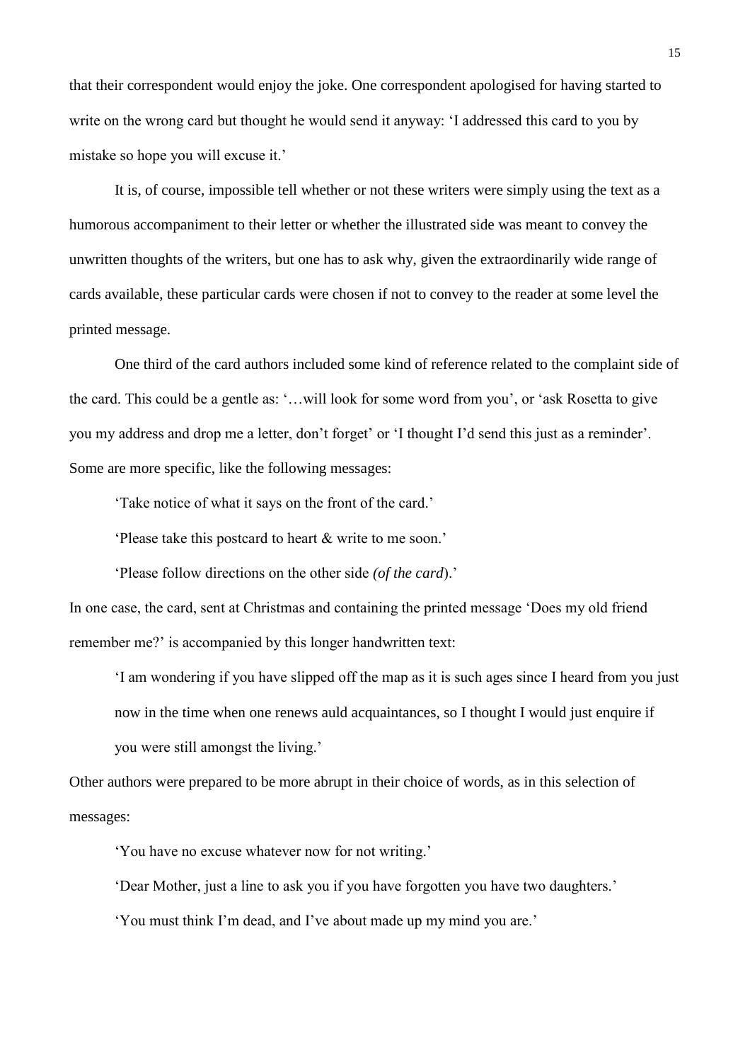that their correspondent would enjoy the joke. One correspondent apologised for having started to write on the wrong card but thought he would send it anyway: 'I addressed this card to you by mistake so hope you will excuse it.'

It is, of course, impossible tell whether or not these writers were simply using the text as a humorous accompaniment to their letter or whether the illustrated side was meant to convey the unwritten thoughts of the writers, but one has to ask why, given the extraordinarily wide range of cards available, these particular cards were chosen if not to convey to the reader at some level the printed message.

One third of the card authors included some kind of reference related to the complaint side of the card. This could be a gentle as: '…will look for some word from you', or 'ask Rosetta to give you my address and drop me a letter, don't forget' or 'I thought I'd send this just as a reminder'. Some are more specific, like the following messages:

> 'Take notice of what it says on the front of the card.'
>
> 'Please take this postcard to heart & write to me soon.'
>
> 'Please follow directions on the other side *(of the card*).'

In one case, the card, sent at Christmas and containing the printed message 'Does my old friend remember me?' is accompanied by this longer handwritten text:

> 'I am wondering if you have slipped off the map as it is such ages since I heard from you just now in the time when one renews auld acquaintances, so I thought I would just enquire if you were still amongst the living.'

Other authors were prepared to be more abrupt in their choice of words, as in this selection of messages:

> 'You have no excuse whatever now for not writing.'
>
> 'Dear Mother, just a line to ask you if you have forgotten you have two daughters.'
>
> 'You must think I'm dead, and I've about made up my mind you are.'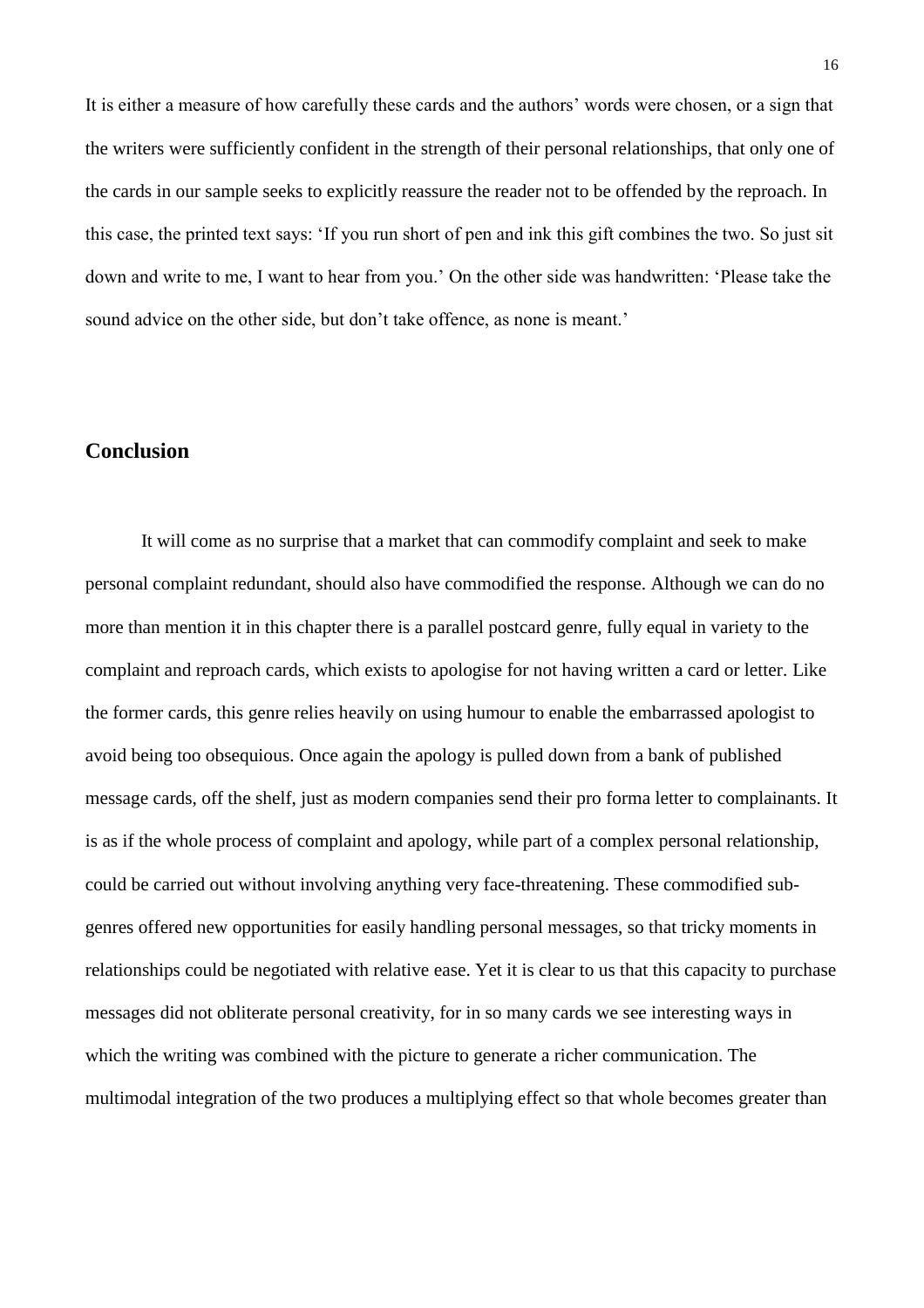It is either a measure of how carefully these cards and the authors' words were chosen, or a sign that the writers were sufficiently confident in the strength of their personal relationships, that only one of the cards in our sample seeks to explicitly reassure the reader not to be offended by the reproach. In this case, the printed text says: 'If you run short of pen and ink this gift combines the two. So just sit down and write to me, I want to hear from you.' On the other side was handwritten: 'Please take the sound advice on the other side, but don't take offence, as none is meant.'

## Conclusion

It will come as no surprise that a market that can commodify complaint and seek to make personal complaint redundant, should also have commodified the response. Although we can do no more than mention it in this chapter there is a parallel postcard genre, fully equal in variety to the complaint and reproach cards, which exists to apologise for not having written a card or letter. Like the former cards, this genre relies heavily on using humour to enable the embarrassed apologist to avoid being too obsequious. Once again the apology is pulled down from a bank of published message cards, off the shelf, just as modern companies send their pro forma letter to complainants. It is as if the whole process of complaint and apology, while part of a complex personal relationship, could be carried out without involving anything very face-threatening. These commodified sub-genres offered new opportunities for easily handling personal messages, so that tricky moments in relationships could be negotiated with relative ease. Yet it is clear to us that this capacity to purchase messages did not obliterate personal creativity, for in so many cards we see interesting ways in which the writing was combined with the picture to generate a richer communication. The multimodal integration of the two produces a multiplying effect so that whole becomes greater than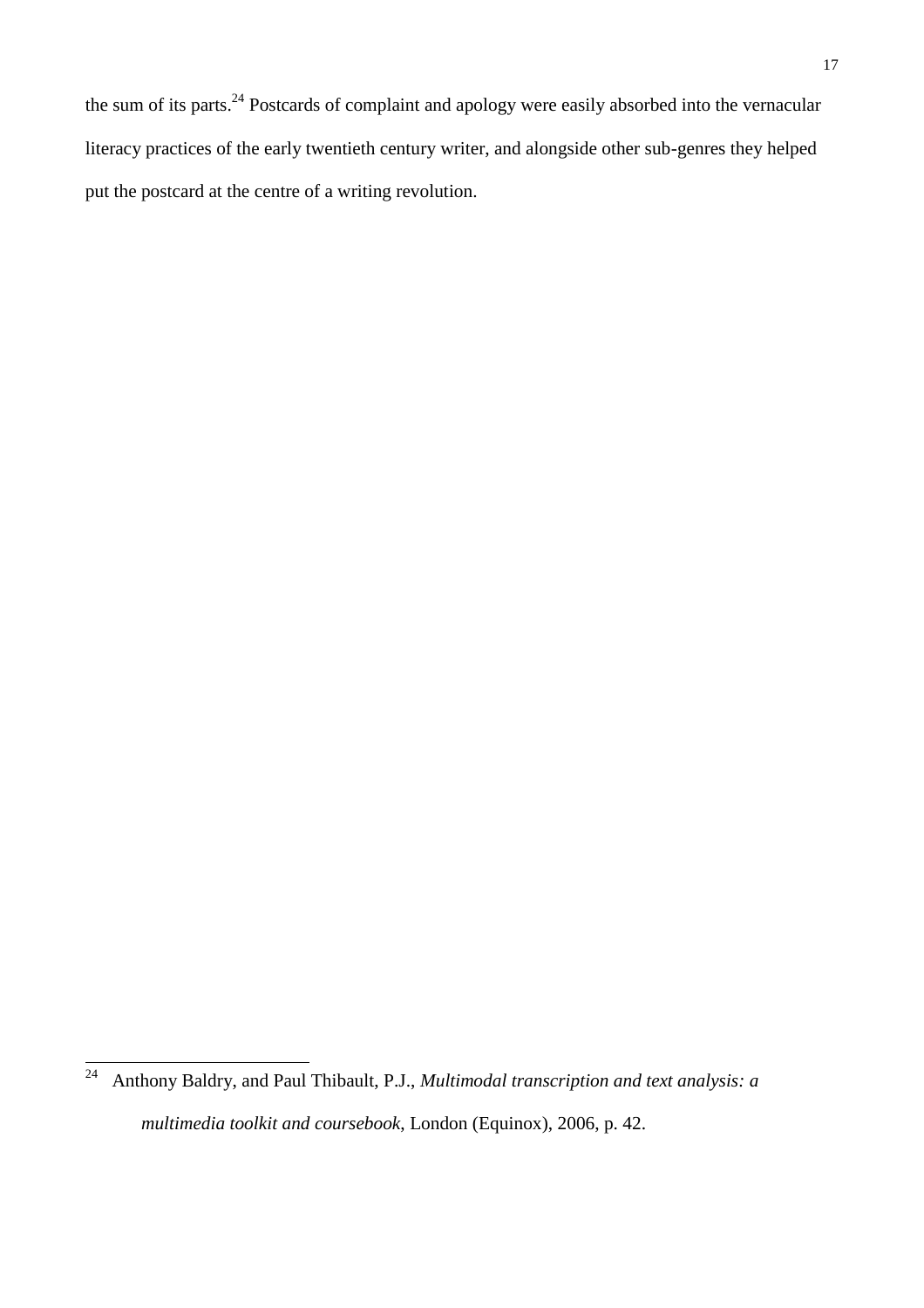the sum of its parts.[24] Postcards of complaint and apology were easily absorbed into the vernacular literacy practices of the early twentieth century writer, and alongside other sub-genres they helped put the postcard at the centre of a writing revolution.

---

[24] Anthony Baldry, and Paul Thibault, P.J., *Multimodal transcription and text analysis: a multimedia toolkit and coursebook*, London (Equinox), 2006, p. 42.